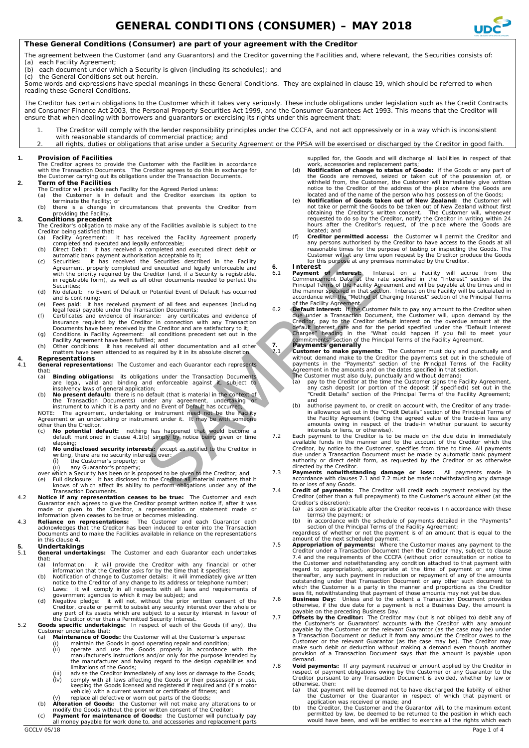# GENERAL CONDITIONS (CONSUMER) – MAY 2018

## These General Conditions (Consumer) are part of your agreement with the Creditor

The agreement between the Customer (and any Guarantors) and the Creditor governing the Facilities and, where relevant, the Securities consists of:
(a) each Facility Agreement;
(b) each document under which a Security is given (including its schedules); and
(c) the General Conditions set out herein.

Some words and expressions have special meanings in these General Conditions. They are explained in clause 19, which should be referred to when reading these General Conditions.

The Creditor has certain obligations to the Customer which it takes very seriously. These include obligations under legislation such as the Credit Contracts and Consumer Finance Act 2003, the Personal Property Securities Act 1999, and the Consumer Guarantees Act 1993. This means that the Creditor will ensure that when dealing with borrowers and guarantors or exercising its rights under this agreement that:

1. The Creditor will comply with the lender responsibility principles under the CCCFA, and not act oppressively or in a way which is inconsistent with reasonable standards of commercial practice; and
2. all rights, duties or obligations that arise under a Security Agreement or the PPSA will be exercised or discharged by the Creditor in good faith.

### 1. Provision of Facilities

The Creditor agrees to provide the Customer with the Facilities in accordance with the Transaction Documents. The Creditor agrees to do this in exchange for the Customer carrying out its obligations under the Transaction Documents.

### 2. Term of the Facilities

The Creditor will provide each Facility for the Agreed Period unless:
(a) the Customer is in default and the Creditor exercises its option to terminate the Facility; or
(b) there is a change in circumstances that prevents the Creditor from providing the Facility.

### 3. Conditions precedent

The Creditor's obligation to make any of the Facilities available is subject to the Creditor being satisfied that:
(a) Facility Agreement: it has received the Facility Agreement properly completed and executed and legally enforceable;
(b) Direct Debit: it has received a completed and executed direct debit or automatic bank payment authorisation acceptable to it;
(c) Securities: it has received the Securities described in the Facility Agreement, properly completed and executed and legally enforceable and with the priority required by the Creditor (and, if a Security is registrable, in registrable form), as well as all other documents needed to perfect the Securities;
(d) No default: no Event of Default or Potential Event of Default has occurred and is continuing;
(e) Fees paid: it has received payment of all fees and expenses (including legal fees) payable under the Transaction Documents;
(f) Certificates and evidence of insurance: any certificates and evidence of insurance required by the Creditor in connection with any Transaction Documents have been received by the Creditor and are satisfactory to it;
(g) Conditions in Facility Agreement: all conditions precedent set out in the Facility Agreement have been fulfilled; and
(h) Other conditions: it has received all other documentation and all other matters have been attended to as required by it in its absolute discretion.

### 4. Representations

4.1 **General representations:** The Customer and each Guarantor each represents that:
(a) **Binding obligations:** its obligations under the Transaction Documents are legal, valid and binding and enforceable against it, subject to insolvency laws of general application;
(b) **No present default:** there is no default (that is material in the context of the Transaction Documents) under any agreement, undertaking or instrument to which it is a party and no Event of Default has occurred;

NOTE: The agreement, undertaking or instrument need not be the Facility Agreement or an undertaking or instrument under it. It may be with someone other than the Creditor.

(c) **No potential default:** nothing has happened that would become a default mentioned in clause 4.1(b) simply by notice being given or time elapsing;
(d) **No undisclosed security interests:** except as notified to the Creditor in writing, there are no security interests over:
(i) the Customer's property; or
(ii) any Guarantor's property;

over which a Security has been or is proposed to be given to the Creditor; and
(e) Full disclosure: it has disclosed to the Creditor all material matters that it knows of which affect its ability to perform obligations under any of the Transaction Documents.

4.2 **Notice if any representation ceases to be true:** The Customer and each Guarantor each agrees to give the Creditor prompt written notice if, after it was made or given to the Creditor, a representation or statement made or information given ceases to be true or becomes misleading.

4.3 **Reliance on representations:** The Customer and each Guarantor each acknowledges that the Creditor has been induced to enter into the Transaction Documents and to make the Facilities available in reliance on the representations in this clause **4.**

### 5. Undertakings

5.1 **General undertakings:** The Customer and each Guarantor each undertakes that:
(a) Information: it will provide the Creditor with any financial or other information that the Creditor asks for by the time that it specifies;
(b) Notification of change to Customer details: it will immediately give written notice to the Creditor of any change to its address or telephone number;
(c) Laws: it will comply in all respects with all laws and requirements of government agencies to which it may be subject; and
(d) Negative pledge: it will not, without the prior written consent of the Creditor, create or permit to subsist any security interest over the whole or any part of its assets which are subject to a security interest in favour of the Creditor other than a Permitted Security Interest.

5.2 **Goods specific undertakings:** In respect of each of the Goods (if any), the Customer undertakes that:
(a) **Maintenance of Goods:** the Customer will at the Customer's expense:
(i) maintain the Goods in good operating repair and condition;
(ii) operate and use the Goods properly in accordance with the manufacturer's instructions and/or only for the purpose intended by the manufacturer and having regard to the design capabilities and limitations of the Goods;
(iii) advise the Creditor immediately of any loss or damage to the Goods;
(iv) comply with all laws affecting the Goods or their possession or use, keeping the Goods licensed and registered if required and (if a motor vehicle) with a current warrant or certificate of fitness; and
(v) replace all defective or worn out parts of the Goods;
(b) **Alteration of Goods:** the Customer will not make any alterations to or modify the Goods without the prior written consent of the Creditor;
(c) **Payment for maintenance of Goods:** the Customer will punctually pay all money payable for work done to, and accessories and replacement parts supplied for, the Goods and will discharge all liabilities in respect of that work, accessories and replacement parts;
(d) **Notification of change to status of Goods:** if the Goods or any part of the Goods are removed, seized or taken out of the possession of, or withheld from, the Customer, the Customer will immediately give written notice to the Creditor of the address of the place where the Goods are located and of the name of the person who has possession of the Goods;
(e) **Notification of Goods taken out of New Zealand:** the Customer will not take or permit the Goods to be taken out of New Zealand without first obtaining the Creditor's written consent. The Customer will, whenever requested to do so by the Creditor, notify the Creditor in writing within 24 hours after the Creditor's request, of the place where the Goods are located; and
(f) **Creditor permitted access:** the Customer will permit the Creditor and any persons authorised by the Creditor to have access to the Goods at all reasonable times for the purpose of testing or inspecting the Goods. The Customer will at any time upon request by the Creditor produce the Goods for this purpose at any premises nominated by the Creditor.

### 6. Interest

6.1 **Payment of interest:** Interest on a Facility will accrue from the Commencement Date at the rate specified in the "Interest" section of the Principal Terms of the Facility Agreement and will be payable at the times and in the manner specified in that section. Interest on the Facility will be calculated in accordance with the "Method of Charging Interest" section of the Principal Terms of the Facility Agreement.

6.2 **Default interest:** If the Customer fails to pay any amount to the Creditor when due under a Transaction Document, the Customer will, upon demand by the Creditor, pay to the Creditor default interest on the overdue amount at the default interest rate and for the period specified under the "Default Interest Charges" heading in the "What could happen if you fail to meet your commitments" section of the Principal Terms of the Facility Agreement.

### 7. Payments generally

7.1 **Customer to make payments:** The Customer must duly and punctually and without demand make to the Creditor the payments set out in the schedule of payments in the "Payments" section of the Principal Terms of the Facility Agreement in the amounts and on the dates specified in that section.
The Customer must also duly, punctually and without demand:
(a) pay to the Creditor at the time the Customer signs the Facility Agreement, any cash deposit (or portion of the deposit (if specified)) set out in the "Credit Details" section of the Principal Terms of the Facility Agreement; and
(b) authorise payment to, or credit on account with, the Creditor of any trade-in allowance set out in the "Credit Details" section of the Principal Terms of the Facility Agreement (being the agreed value of the trade-in less any amounts owing in respect of the trade-in whether pursuant to security interests or liens, or otherwise).

7.2 Each payment to the Creditor is to be made on the due date in immediately available funds in the manner and to the account of the Creditor which the Creditor, by notice to the Customer, specifies from time to time. All payments due under a Transaction Document must be made by automatic bank payment authority or direct debit form, as requested by the Creditor or as otherwise directed by the Creditor.

7.3 **Payments notwithstanding damage or loss:** All payments made in accordance with clauses 7.1 and 7.2 must be made notwithstanding any damage to or loss of any Goods.

7.4 **Credit of payments:** The Creditor will credit each payment received by the Creditor (other than a full prepayment) to the Customer's account either (at the Creditor's discretion):
(a) as soon as practicable after the Creditor receives (in accordance with these terms) the payment; or
(b) in accordance with the schedule of payments detailed in the "Payments" section of the Principal Terms of the Facility Agreement;

regardless of whether or not the payment is of an amount that is equal to the amount of the next scheduled payment.

7.5 **Appropriation of payments:** Where the Customer makes any payment to the Creditor under a Transaction Document then the Creditor may, subject to clause 7.4 and the requirements of the CCCFA (without prior consultation or notice to the Customer and notwithstanding any condition attached to that payment with regard to appropriation), appropriate at the time of payment or any time thereafter, any such payment in reduction or repayment of any of the amounts outstanding under that Transaction Document or any other such document to which the Customer is a party in the manner and proportions as the Creditor sees fit, notwithstanding that payment of those amounts may not yet be due.

7.6 **Business Day:** Unless and to the extent a Transaction Document provides otherwise, if the due date for a payment is not a Business Day, the amount is payable on the preceding Business Day.

7.7 **Offsets by the Creditor:** The Creditor may (but is not obliged to) debit any of the Customer's or Guarantors' accounts with the Creditor with any amount payable by the Customer or the relevant Guarantor (as the case may be) under a Transaction Document or deduct it from any amount the Creditor owes to the Customer or the relevant Guarantor (as the case may be). The Creditor may make such debit or deduction without making a demand even though another provision of a Transaction Document says that the amount is payable upon demand.

7.8 **Void payments:** If any payment received or amount applied by the Creditor in respect of payment obligations owing by the Customer or any Guarantor to the Creditor pursuant to any Transaction Document is avoided, whether by law or otherwise, then:
(a) that payment will be deemed not to have discharged the liability of either the Customer or the Guarantor in respect of which that payment or application was received or made; and
(b) the Creditor, the Customer and the Guarantor will, to the maximum extent permitted by law, be deemed to be returned to the position in which each would have been, and will be entitled to exercise all the rights which each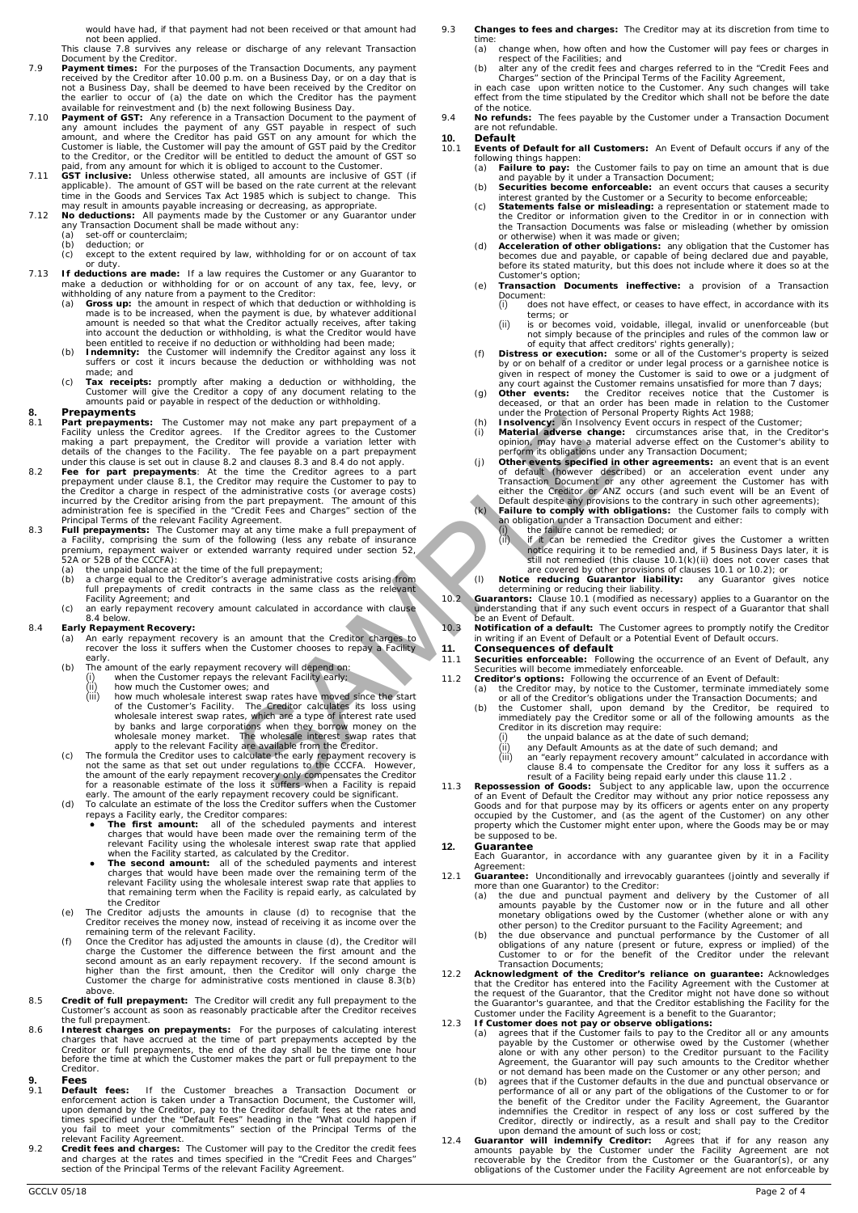would have had, if that payment had not been received or that amount had not been applied.

This clause 7.8 survives any release or discharge of any relevant Transaction Document by the Creditor.

7.9 **Payment times:** For the purposes of the Transaction Documents, any payment received by the Creditor after 10.00 p.m. on a Business Day, or on a day that is not a Business Day, shall be deemed to have been received by the Creditor on the earlier to occur of (a) the date on which the Creditor has the payment available for reinvestment and (b) the next following Business Day.

7.10 **Payment of GST:** Any reference in a Transaction Document to the payment of any amount includes the payment of any GST payable in respect of such amount, and where the Creditor has paid GST on any amount for which the Customer is liable, the Customer will pay the amount of GST paid by the Creditor to the Creditor, or the Creditor will be entitled to deduct the amount of GST so paid, from any amount for which it is obliged to account to the Customer.

7.11 **GST inclusive:** Unless otherwise stated, all amounts are inclusive of GST (if applicable). The amount of GST will be based on the rate current at the relevant time in the Goods and Services Tax Act 1985 which is subject to change. This may result in amounts payable increasing or decreasing, as appropriate.

7.12 **No deductions:** All payments made by the Customer or any Guarantor under any Transaction Document shall be made without any:
(a) set-off or counterclaim;
(b) deduction; or
(c) except to the extent required by law, withholding for or on account of tax or duty.

7.13 **If deductions are made:** If a law requires the Customer or any Guarantor to make a deduction or withholding for or on account of any tax, fee, levy, or withholding of any nature from a payment to the Creditor:
(a) **Gross up:** the amount in respect of which that deduction or withholding is made is to be increased, when the payment is due, by whatever additional amount is needed so that what the Creditor actually receives, after taking into account the deduction or withholding, is what the Creditor would have been entitled to receive if no deduction or withholding had been made;
(b) **Indemnity:** the Customer will indemnify the Creditor against any loss it suffers or cost it incurs because the deduction or withholding was not made; and
(c) **Tax receipts:** promptly after making a deduction or withholding, the Customer will give the Creditor a copy of any document relating to the amounts paid or payable in respect of the deduction or withholding.

## 8. Prepayments

8.1 **Part prepayments:** The Customer may not make any part prepayment of a Facility unless the Creditor agrees. If the Creditor agrees to the Customer making a part prepayment, the Creditor will provide a variation letter with details of the changes to the Facility. The fee payable on a part prepayment under this clause is set out in clause 8.2 and clauses 8.3 and 8.4 do not apply.

8.2 **Fee for part prepayments**: At the time the Creditor agrees to a part prepayment under clause 8.1, the Creditor may require the Customer to pay to the Creditor a charge in respect of the administrative costs (or average costs) incurred by the Creditor arising from the part prepayment. The amount of this administration fee is specified in the "Credit Fees and Charges" section of the Principal Terms of the relevant Facility Agreement.

8.3 **Full prepayments:** The Customer may at any time make a full prepayment of a Facility, comprising the sum of the following (less any rebate of insurance premium, repayment waiver or extended warranty required under section 52, 52A or 52B of the CCCFA):
(a) the unpaid balance at the time of the full prepayment;
(b) a charge equal to the Creditor's average administrative costs arising from full prepayments of credit contracts in the same class as the relevant Facility Agreement; and
(c) an early repayment recovery amount calculated in accordance with clause 8.4 below.

8.4 **Early Repayment Recovery:**
(a) An early repayment recovery is an amount that the Creditor charges to recover the loss it suffers when the Customer chooses to repay a Facility early.
(b) The amount of the early repayment recovery will depend on:
(i) when the Customer repays the relevant Facility early;
(ii) how much the Customer owes; and
(iii) how much wholesale interest swap rates have moved since the start of the Customer's Facility. The Creditor calculates its loss using wholesale interest swap rates, which are a type of interest rate used by banks and large corporations when they borrow money on the wholesale money market. The wholesale interest swap rates that apply to the relevant Facility are available from the Creditor.
(c) The formula the Creditor uses to calculate the early repayment recovery is not the same as that set out under regulations to the CCCFA. However, the amount of the early repayment recovery only compensates the Creditor for a reasonable estimate of the loss it suffers when a Facility is repaid early. The amount of the early repayment recovery could be significant.
(d) To calculate an estimate of the loss the Creditor suffers when the Customer repays a Facility early, the Creditor compares:
- **The first amount:** all of the scheduled payments and interest charges that would have been made over the remaining term of the relevant Facility using the wholesale interest swap rate that applied when the Facility started, as calculated by the Creditor.
- **The second amount:** all of the scheduled payments and interest charges that would have been made over the remaining term of the relevant Facility using the wholesale interest swap rate that applies to that remaining term when the Facility is repaid early, as calculated by the Creditor
(e) The Creditor adjusts the amounts in clause (d) to recognise that the Creditor receives the money now, instead of receiving it as income over the remaining term of the relevant Facility.
(f) Once the Creditor has adjusted the amounts in clause (d), the Creditor will charge the Customer the difference between the first amount and the second amount as an early repayment recovery. If the second amount is higher than the first amount, then the Creditor will only charge the Customer the charge for administrative costs mentioned in clause 8.3(b) above.

8.5 **Credit of full prepayment:** The Creditor will credit any full prepayment to the Customer's account as soon as reasonably practicable after the Creditor receives the full prepayment.

8.6 **Interest charges on prepayments:** For the purposes of calculating interest charges that have accrued at the time of part prepayments accepted by the Creditor or full prepayments, the end of the day shall be the time one hour before the time at which the Customer makes the part or full prepayment to the Creditor.

## 9. Fees

9.1 **Default fees:** If the Customer breaches a Transaction Document or enforcement action is taken under a Transaction Document, the Customer will, upon demand by the Creditor, pay to the Creditor default fees at the rates and times specified under the "Default Fees" heading in the "What could happen if you fail to meet your commitments" section of the Principal Terms of the relevant Facility Agreement.

9.2 **Credit fees and charges:** The Customer will pay to the Creditor the credit fees and charges at the rates and times specified in the "Credit Fees and Charges" section of the Principal Terms of the relevant Facility Agreement.

9.3 **Changes to fees and charges:** The Creditor may at its discretion from time to time:
(a) change when, how often and how the Customer will pay fees or charges in respect of the Facilities; and
(b) alter any of the credit fees and charges referred to in the "Credit Fees and Charges" section of the Principal Terms of the Facility Agreement,

in each case upon written notice to the Customer. Any such changes will take effect from the time stipulated by the Creditor which shall not be before the date of the notice.

9.4 **No refunds:** The fees payable by the Customer under a Transaction Document are not refundable.

## 10. Default

10.1 **Events of Default for all Customers:** An Event of Default occurs if any of the following things happen:
(a) **Failure to pay:** the Customer fails to pay on time an amount that is due and payable by it under a Transaction Document;
(b) **Securities become enforceable:** an event occurs that causes a security interest granted by the Customer or a Security to become enforceable;
(c) **Statements false or misleading:** a representation or statement made to the Creditor or information given to the Creditor in or in connection with the Transaction Documents was false or misleading (whether by omission or otherwise) when it was made or given;
(d) **Acceleration of other obligations:** any obligation that the Customer has becomes due and payable, or capable of being declared due and payable, before its stated maturity, but this does not include where it does so at the Customer's option;
(e) **Transaction Documents ineffective:** a provision of a Transaction Document:
(i) does not have effect, or ceases to have effect, in accordance with its terms; or
(ii) is or becomes void, voidable, illegal, invalid or unenforceable (but not simply because of the principles and rules of the common law or of equity that affect creditors' rights generally);
(f) **Distress or execution:** some or all of the Customer's property is seized by or on behalf of a creditor or under legal process or a garnishee notice is given in respect of money the Customer is said to owe or a judgment of any court against the Customer remains unsatisfied for more than 7 days;
(g) **Other events:** the Creditor receives notice that the Customer is deceased, or that an order has been made in relation to the Customer under the Protection of Personal Property Rights Act 1988;
(h) **Insolvency:** an Insolvency Event occurs in respect of the Customer;
(i) **Material adverse change:** circumstances arise that, in the Creditor's opinion, may have a material adverse effect on the Customer's ability to perform its obligations under any Transaction Document;
(j) **Other events specified in other agreements:** an event that is an event of default (however described) or an acceleration event under any Transaction Document or any other agreement the Customer has with either the Creditor or ANZ occurs (and such event will be an Event of Default despite any provisions to the contrary in such other agreements);
(k) **Failure to comply with obligations:** the Customer fails to comply with an obligation under a Transaction Document and either:
(i) the failure cannot be remedied; or
(ii) if it can be remedied the Creditor gives the Customer a written notice requiring it to be remedied and, if 5 Business Days later, it is still not remedied (this clause 10.1(k)(ii) does not cover cases that are covered by other provisions of clauses 10.1 or 10.2); or
(l) **Notice reducing Guarantor liability:** any Guarantor gives notice determining or reducing their liability.

10.2 **Guarantors:** Clause 10.1 (modified as necessary) applies to a Guarantor on the understanding that if any such event occurs in respect of a Guarantor that shall be an Event of Default.

10.3 **Notification of a default:** The Customer agrees to promptly notify the Creditor in writing if an Event of Default or a Potential Event of Default occurs.

## 11. Consequences of default

11.1 **Securities enforceable:** Following the occurrence of an Event of Default, any Securities will become immediately enforceable.

11.2 **Creditor's options:** Following the occurrence of an Event of Default:
(a) the Creditor may, by notice to the Customer, terminate immediately some or all of the Creditor's obligations under the Transaction Documents; and
(b) the Customer shall, upon demand by the Creditor, be required to immediately pay the Creditor some or all of the following amounts as the Creditor in its discretion may require:
(i) the unpaid balance as at the date of such demand;
(ii) any Default Amounts as at the date of such demand; and
(iii) an "early repayment recovery amount" calculated in accordance with clause 8.4 to compensate the Creditor for any loss it suffers as a result of a Facility being repaid early under this clause 11.2 .

11.3 **Repossession of Goods:** Subject to any applicable law, upon the occurrence of an Event of Default the Creditor may without any prior notice repossess any Goods and for that purpose may by its officers or agents enter on any property occupied by the Customer, and (as the agent of the Customer) on any other property which the Customer might enter upon, where the Goods may be or may be supposed to be.

## 12. Guarantee

Each Guarantor, in accordance with any guarantee given by it in a Facility Agreement:

12.1 **Guarantee:** Unconditionally and irrevocably guarantees (jointly and severally if more than one Guarantor) to the Creditor:
(a) the due and punctual payment and delivery by the Customer of all amounts payable by the Customer now or in the future and all other monetary obligations owed by the Customer (whether alone or with any other person) to the Creditor pursuant to the Facility Agreement; and
(b) the due observance and punctual performance by the Customer of all obligations of any nature (present or future, express or implied) of the Customer to or for the benefit of the Creditor under the relevant Transaction Documents;

12.2 **Acknowledgment of the Creditor's reliance on guarantee:** Acknowledges that the Creditor has entered into the Facility Agreement with the Customer at the request of the Guarantor, that the Creditor might not have done so without the Guarantor's guarantee, and that the Creditor establishing the Facility for the Customer under the Facility Agreement is a benefit to the Guarantor;

12.3 **If Customer does not pay or observe obligations:**
(a) agrees that if the Customer fails to pay to the Creditor all or any amounts payable by the Customer or otherwise owed by the Customer (whether alone or with any other person) to the Creditor pursuant to the Facility Agreement, the Guarantor will pay such amounts to the Creditor whether or not demand has been made on the Customer or any other person; and
(b) agrees that if the Customer defaults in the due and punctual observance or performance of all or any part of the obligations of the Customer to or for the benefit of the Creditor under the Facility Agreement, the Guarantor indemnifies the Creditor in respect of any loss or cost suffered by the Creditor, directly or indirectly, as a result and shall pay to the Creditor upon demand the amount of such loss or cost;

12.4 **Guarantor will indemnify Creditor:** Agrees that if for any reason any amounts payable by the Customer under the Facility Agreement are not recoverable by the Creditor from the Customer or the Guarantor(s), or any obligations of the Customer under the Facility Agreement are not enforceable by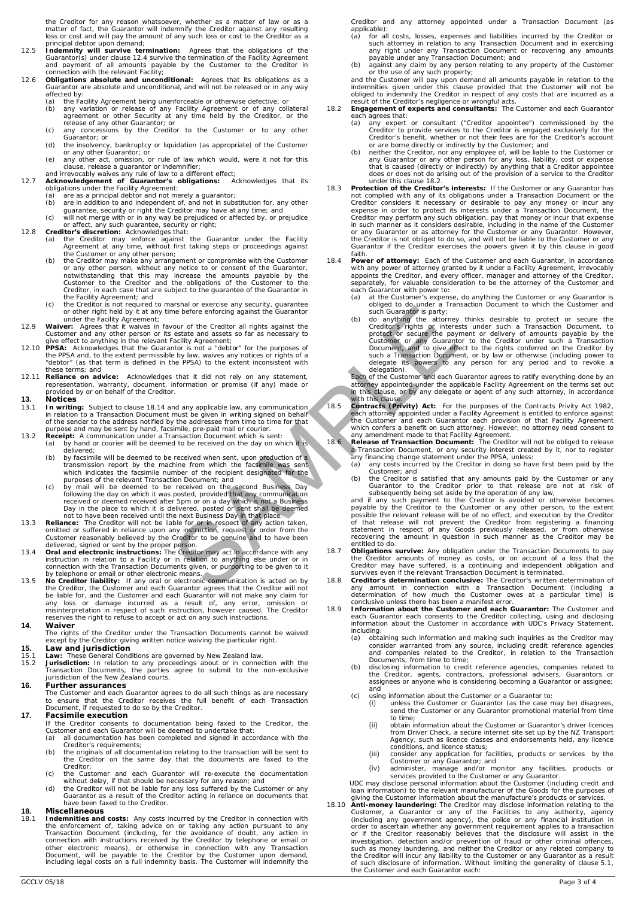the Creditor for any reason whatsoever, whether as a matter of law or as a matter of fact, the Guarantor will indemnify the Creditor against any resulting loss or cost and will pay the amount of any such loss or cost to the Creditor as a principal debtor upon demand;

12.5 **Indemnity will survive termination:** Agrees that the obligations of the Guarantor(s) under clause 12.4 survive the termination of the Facility Agreement and payment of all amounts payable by the Customer to the Creditor in connection with the relevant Facility;

12.6 **Obligations absolute and unconditional:** Agrees that its obligations as a Guarantor are absolute and unconditional, and will not be released or in any way affected by:
- (a) the Facility Agreement being unenforceable or otherwise defective; or
- (b) any variation or release of any Facility Agreement or of any collateral agreement or other Security at any time held by the Creditor, or the release of any other Guarantor; or
- (c) any concessions by the Creditor to the Customer or to any other Guarantor; or
- (d) the insolvency, bankruptcy or liquidation (as appropriate) of the Customer or any other Guarantor; or
- (e) any other act, omission, or rule of law which would, were it not for this clause, release a guarantor or indemnifier;

and irrevocably waives any rule of law to a different effect;

12.7 **Acknowledgement of Guarantor's obligations:** Acknowledges that its obligations under the Facility Agreement:
- (a) are as a principal debtor and not merely a guarantor;
- (b) are in addition to and independent of, and not in substitution for, any other guarantee, security or right the Creditor may have at any time; and
- (c) will not merge with or in any way be prejudiced or affected by, or prejudice or affect, any such guarantee, security or right;

12.8 **Creditor's discretion:** Acknowledges that:
- (a) the Creditor may enforce against the Guarantor under the Facility Agreement at any time, without first taking steps or proceedings against the Customer or any other person;
- (b) the Creditor may make any arrangement or compromise with the Customer or any other person, without any notice to or consent of the Guarantor, notwithstanding that this may increase the amounts payable by the Customer to the Creditor and the obligations of the Customer to the Creditor, in each case that are subject to the guarantee of the Guarantor in the Facility Agreement; and
- (c) the Creditor is not required to marshal or exercise any security, guarantee or other right held by it at any time before enforcing against the Guarantor under the Facility Agreement;

12.9 **Waiver:** Agrees that it waives in favour of the Creditor all rights against the Customer and any other person or its estate and assets so far as necessary to give effect to anything in the relevant Facility Agreement;

12.10 **PPSA:** Acknowledges that the Guarantor is not a "debtor" for the purposes of the PPSA and, to the extent permissible by law, waives any notices or rights of a "debtor" (as that term is defined in the PPSA) to the extent inconsistent with these terms; and

12.11 **Reliance on advice:** Acknowledges that it did not rely on any statement, representation, warranty, document, information or promise (if any) made or provided by or on behalf of the Creditor.

## 13. Notices

13.1 **In writing:** Subject to clause 18.14 and any applicable law, any communication in relation to a Transaction Document must be given in writing signed on behalf of the sender to the address notified by the addressee from time to time for that purpose and may be sent by hand, facsimile, pre-paid mail or courier.

13.2 **Receipt:** A communication under a Transaction Document which is sent:
- (a) by hand or courier will be deemed to be received on the day on which it is delivered;
- (b) by facsimile will be deemed to be received when sent, upon production of a transmission report by the machine from which the facsimile was sent which indicates the facsimile number of the recipient designated for the purposes of the relevant Transaction Document; and
- (c) by mail will be deemed to be received on the second Business Day following the day on which it was posted, provided that any communication received or deemed received after 5pm or on a day which is not a Business Day in the place to which it is delivered, posted or sent shall be deemed not to have been received until the next Business Day in that place.

13.3 **Reliance:** The Creditor will not be liable for or in respect of any action taken, omitted or suffered in reliance upon any instruction, request or order from the Customer reasonably believed by the Creditor to be genuine and to have been delivered, signed or sent by the proper person.

13.4 **Oral and electronic instructions:** The Creditor may act in accordance with any instruction in relation to a Facility or in relation to anything else under or in connection with the Transaction Documents given, or purporting to be given to it by telephone or email or other electronic means.

13.5 **No Creditor liability:** If any oral or electronic communication is acted on by the Creditor, the Customer and each Guarantor agrees that the Creditor will not be liable for, and the Customer and each Guarantor will not make any claim for any loss or damage incurred as a result of, any error, omission or misinterpretation in respect of such instruction, however caused. The Creditor reserves the right to refuse to accept or act on any such instructions.

## 14. Waiver

The rights of the Creditor under the Transaction Documents cannot be waived except by the Creditor giving written notice waiving the particular right.

## 15. Law and jurisdiction

15.1 **Law:** These General Conditions are governed by New Zealand law.

15.2 **Jurisdiction:** In relation to any proceedings about or in connection with the Transaction Documents, the parties agree to submit to the non-exclusive jurisdiction of the New Zealand courts.

## 16. Further assurances

The Customer and each Guarantor agrees to do all such things as are necessary to ensure that the Creditor receives the full benefit of each Transaction Document, if requested to do so by the Creditor.

## 17. Facsimile execution

If the Creditor consents to documentation being faxed to the Creditor, the Customer and each Guarantor will be deemed to undertake that:
- (a) all documentation has been completed and signed in accordance with the Creditor's requirements;
- (b) the originals of all documentation relating to the transaction will be sent to the Creditor on the same day that the documents are faxed to the Creditor;
- (c) the Customer and each Guarantor will re-execute the documentation without delay, if that should be necessary for any reason; and
- (d) the Creditor will not be liable for any loss suffered by the Customer or any Guarantor as a result of the Creditor acting in reliance on documents that have been faxed to the Creditor.

## 18. Miscellaneous

18.1 **Indemnities and costs:** Any costs incurred by the Creditor in connection with the enforcement of, taking advice on or taking any action pursuant to any Transaction Document (including, for the avoidance of doubt, any action in connection with instructions received by the Creditor by telephone or email or other electronic means), or otherwise in connection with any Transaction Document, will be payable to the Creditor by the Customer upon demand, including legal costs on a full indemnity basis. The Customer will indemnify the Creditor and any attorney appointed under a Transaction Document (as applicable):
- (a) for all costs, losses, expenses and liabilities incurred by the Creditor or such attorney in relation to any Transaction Document and in exercising any right under any Transaction Document or recovering any amounts payable under any Transaction Document; and
- (b) against any claim by any person relating to any property of the Customer or the use of any such property;

and the Customer will pay upon demand all amounts payable in relation to the indemnities given under this clause provided that the Customer will not be obliged to indemnify the Creditor in respect of any costs that are incurred as a result of the Creditor's negligence or wrongful acts.

18.2 **Engagement of experts and consultants:** The Customer and each Guarantor each agrees that:
- (a) any expert or consultant ("Creditor appointee") commissioned by the Creditor to provide services to the Creditor is engaged exclusively for the Creditor's benefit, whether or not their fees are for the Creditor's account or are borne directly or indirectly by the Customer; and
- (b) neither the Creditor, nor any employee of, will be liable to the Customer or any Guarantor or any other person for any loss, liability, cost or expense that is caused (directly or indirectly) by anything that a Creditor appointee does or does not do arising out of the provision of a service to the Creditor under this clause 18.2.

18.3 **Protection of the Creditor's interests:** If the Customer or any Guarantor has not complied with any of its obligations under a Transaction Document or the Creditor considers it necessary or desirable to pay any money or incur any expense in order to protect its interests under a Transaction Document, the Creditor may perform any such obligation, pay that money or incur that expense in such manner as it considers desirable, including in the name of the Customer or any Guarantor or as attorney for the Customer or any Guarantor. However, the Creditor is not obliged to do so, and will not be liable to the Customer or any Guarantor if the Creditor exercises the powers given it by this clause in good faith.

18.4 **Power of attorney:** Each of the Customer and each Guarantor, in accordance with any power of attorney granted by it under a Facility Agreement, irrevocably appoints the Creditor, and every officer, manager and attorney of the Creditor, separately, for valuable consideration to be the attorney of the Customer and each Guarantor with power to:
- (a) at the Customer's expense, do anything the Customer or any Guarantor is obliged to do under a Transaction Document to which the Customer and such Guarantor is party;
- (b) do anything the attorney thinks desirable to protect or secure the Creditor's rights or interests under such a Transaction Document, to protect or secure the payment or delivery of amounts payable by the Customer or any Guarantor to the Creditor under such a Transaction Document, and to give effect to the rights conferred on the Creditor by such a Transaction Document, or by law or otherwise (including power to delegate its powers to any person for any period and to revoke a delegation).

Each of the Customer and each Guarantor agrees to ratify everything done by an attorney appointed under the applicable Facility Agreement on the terms set out in this clause, or by any delegate or agent of any such attorney, in accordance with this clause.

18.5 **Contracts (Privity) Act:** For the purposes of the Contracts Privity Act 1982, each attorney appointed under a Facility Agreement is entitled to enforce against the Customer and each Guarantor each provision of that Facility Agreement which confers a benefit on such attorney. However, no attorney need consent to any amendment made to that Facility Agreement.

18.6 **Release of Transaction Document:** The Creditor will not be obliged to release a Transaction Document, or any security interest created by it, nor to register any financing change statement under the PPSA, unless:
- (a) any costs incurred by the Creditor in doing so have first been paid by the Customer; and
- (b) the Creditor is satisfied that any amounts paid by the Customer or any Guarantor to the Creditor prior to that release are not at risk of subsequently being set aside by the operation of any law,

and if any such payment to the Creditor is avoided or otherwise becomes payable by the Creditor to the Customer or any other person, to the extent possible the relevant release will be of no effect, and execution by the Creditor of that release will not prevent the Creditor from registering a financing statement in respect of any Goods previously released, or from otherwise recovering the amount in question in such manner as the Creditor may be entitled to do.

18.7 **Obligations survive:** Any obligation under the Transaction Documents to pay the Creditor amounts of money as costs, or on account of a loss that the Creditor may have suffered, is a continuing and independent obligation and survives even if the relevant Transaction Document is terminated.

18.8 **Creditor's determination conclusive:** The Creditor's written determination of any amount in connection with a Transaction Document (including a determination of how much the Customer owes at a particular time) is conclusive unless there has been a manifest error.

18.9 **Information about the Customer and each Guarantor:** The Customer and each Guarantor each consents to the Creditor collecting, using and disclosing information about the Customer in accordance with UDC's Privacy Statement, including:
- (a) obtaining such information and making such inquiries as the Creditor may consider warranted from any source, including credit reference agencies and companies related to the Creditor, in relation to the Transaction Documents, from time to time;
- (b) disclosing information to credit reference agencies, companies related to the Creditor, agents, contractors, professional advisers, Guarantors or assignees or anyone who is considering becoming a Guarantor or assignee; and
- (c) using information about the Customer or a Guarantor to:
  - (i) unless the Customer or Guarantor (as the case may be) disagrees, send the Customer or any Guarantor promotional material from time to time;
  - (ii) obtain information about the Customer or Guarantor's driver licences from Driver Check, a secure internet site set up by the NZ Transport Agency, such as licence classes and endorsements held, any licence conditions, and licence status;
  - (iii) consider any application for facilities, products or services by the Customer or any Guarantor; and
  - (iv) administer, manage and/or monitor any facilities, products or services provided to the Customer or any Guarantor.

UDC may disclose personal information about the Customer (including credit and loan information) to the relevant manufacturer of the Goods for the purposes of giving the Customer information about the manufacture's products or services.

18.10 **Anti-money laundering:** The Creditor may disclose information relating to the Customer, a Guarantor or any of the Facilities to any authority, agency (including any government agency), the police or any financial institution in order to ascertain whether any government requirement applies to a transaction or if the Creditor reasonably believes that the disclosure will assist in the investigation, detection and/or prevention of fraud or other criminal offences, such as money laundering, and neither the Creditor or any related company to the Creditor will incur any liability to the Customer or any Guarantor as a result of such disclosure of information. Without limiting the generality of clause 5.1, the Customer and each Guarantor each: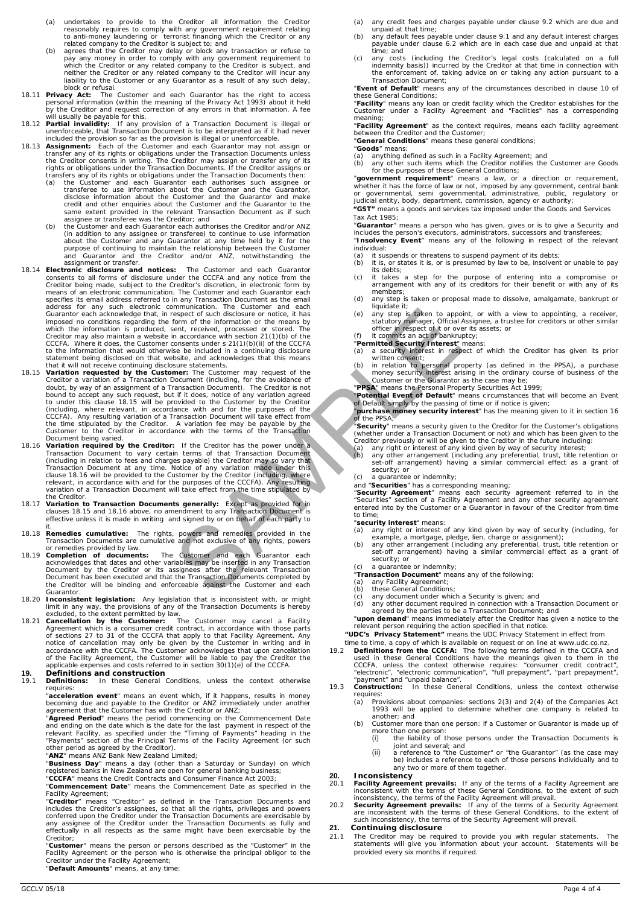(a) undertakes to provide to the Creditor all information the Creditor reasonably requires to comply with any government requirement relating to anti-money laundering or terrorist financing which the Creditor or any related company to the Creditor is subject to; and

(b) agrees that the Creditor may delay or block any transaction or refuse to pay any money in order to comply with any government requirement to which the Creditor or any related company to the Creditor is subject, and neither the Creditor or any related company to the Creditor will incur any liability to the Customer or any Guarantor as a result of any such delay, block or refusal.

18.11 **Privacy Act:** The Customer and each Guarantor has the right to access personal information (within the meaning of the Privacy Act 1993) about it held by the Creditor and request correction of any errors in that information. A fee will usually be payable for this.

18.12 **Partial invalidity:** If any provision of a Transaction Document is illegal or unenforceable, that Transaction Document is to be interpreted as if it had never included the provision so far as the provision is illegal or unenforceable.

18.13 **Assignment:** Each of the Customer and each Guarantor may not assign or transfer any of its rights or obligations under the Transaction Documents unless the Creditor consents in writing. The Creditor may assign or transfer any of its rights or obligations under the Transaction Documents. If the Creditor assigns or transfers any of its rights or obligations under the Transaction Documents then:

(a) the Customer and each Guarantor each authorises such assignee or transferee to use information about the Customer and the Guarantor, disclose information about the Customer and the Guarantor and make credit and other enquiries about the Customer and the Guarantor to the same extent provided in the relevant Transaction Document as if such assignee or transferee was the Creditor; and

(b) the Customer and each Guarantor each authorises the Creditor and/or ANZ (in addition to any assignee or transferee) to continue to use information about the Customer and any Guarantor at any time held by it for the purpose of continuing to maintain the relationship between the Customer and Guarantor and the Creditor and/or ANZ, notwithstanding the assignment or transfer.

18.14 **Electronic disclosure and notices:** The Customer and each Guarantor consents to all forms of disclosure under the CCCFA and any notice from the Creditor being made, subject to the Creditor's discretion, in electronic form by means of an electronic communication. The Customer and each Guarantor each specifies its email address referred to in any Transaction Document as the email address for any such electronic communication. The Customer and each Guarantor each acknowledge that, in respect of such disclosure or notice, it has imposed no conditions regarding the form of the information or the means by which the information is produced, sent, received, processed or stored. The Creditor may also maintain a website in accordance with section 21(1)(b) of the CCCFA. Where it does, the Customer consents under s 21(1)(b)(ii) of the CCCFA to the information that would otherwise be included in a continuing disclosure statement being disclosed on that website, and acknowledges that this means that it will not receive continuing disclosure statements.

18.15 **Variation requested by the Customer:** The Customer may request of the Creditor a variation of a Transaction Document (including, for the avoidance of doubt, by way of an assignment of a Transaction Document). The Creditor is not bound to accept any such request, but if it does, notice of any variation agreed to under this clause 18.15 will be provided to the Customer by the Creditor (including, where relevant, in accordance with and for the purposes of the CCCFA). Any resulting variation of a Transaction Document will take effect from the time stipulated by the Creditor. A variation fee may be payable by the Customer to the Creditor in accordance with the terms of the Transaction Document being varied.

18.16 **Variation required by the Creditor:** If the Creditor has the power under a Transaction Document to vary certain terms of that Transaction Document (including in relation to fees and charges payable) the Creditor may so vary that Transaction Document at any time. Notice of any variation made under this clause 18.16 will be provided to the Customer by the Creditor (including, where relevant, in accordance with and for the purposes of the CCCFA). Any resulting variation of a Transaction Document will take effect from the time stipulated by the Creditor.

18.17 **Variation to Transaction Documents generally:** Except as provided for in clauses 18.15 and 18.16 above, no amendment to any Transaction Document is effective unless it is made in writing and signed by or on behalf of each party to it.

18.18 **Remedies cumulative:** The rights, powers and remedies provided in the Transaction Documents are cumulative and not exclusive of any rights, powers or remedies provided by law.

18.19 **Completion of documents:** The Customer and each Guarantor each acknowledges that dates and other variables may be inserted in any Transaction Document by the Creditor or its assignees after the relevant Transaction Document has been executed and that the Transaction Documents completed by the Creditor will be binding and enforceable against the Customer and each Guarantor.

18.20 **Inconsistent legislation:** Any legislation that is inconsistent with, or might limit in any way, the provisions of any of the Transaction Documents is hereby excluded, to the extent permitted by law.

18.21 **Cancellation by the Customer:** The Customer may cancel a Facility Agreement which is a consumer credit contract, in accordance with those parts of sections 27 to 31 of the CCCFA that apply to that Facility Agreement. Any notice of cancellation may only be given by the Customer in writing and in accordance with the CCCFA. The Customer acknowledges that upon cancellation of the Facility Agreement, the Customer will be liable to pay the Creditor the applicable expenses and costs referred to in section 30(1)(e) of the CCCFA.

## 19. Definitions and construction

19.1 **Definitions:** In these General Conditions, unless the context otherwise requires:

"**acceleration event**" means an event which, if it happens, results in money becoming due and payable to the Creditor or ANZ immediately under another agreement that the Customer has with the Creditor or ANZ;

"**Agreed Period**" means the period commencing on the Commencement Date and ending on the date which is the date for the last payment in respect of the relevant Facility, as specified under the "Timing of Payments" heading in the "Payments" section of the Principal Terms of the Facility Agreement (or such other period as agreed by the Creditor).

"**ANZ**" means ANZ Bank New Zealand Limited;

"**Business Day**" means a day (other than a Saturday or Sunday) on which registered banks in New Zealand are open for general banking business;

"**CCCFA**" means the Credit Contracts and Consumer Finance Act 2003;

"**Commencement Date**" means the Commencement Date as specified in the Facility Agreement;

"**Creditor**" means "Creditor" as defined in the Transaction Documents and includes the Creditor's assignees, so that all the rights, privileges and powers conferred upon the Creditor under the Transaction Documents are exercisable by any assignee of the Creditor under the Transaction Documents as fully and effectually in all respects as the same might have been exercisable by the Creditor;

"**Customer**" means the person or persons described as the "Customer" in the Facility Agreement or the person who is otherwise the principal obligor to the Creditor under the Facility Agreement;

"**Default Amounts**" means, at any time:

(a) any credit fees and charges payable under clause 9.2 which are due and unpaid at that time;

(b) any default fees payable under clause 9.1 and any default interest charges payable under clause 6.2 which are in each case due and unpaid at that time; and

(c) any costs (including the Creditor's legal costs (calculated on a full indemnity basis)) incurred by the Creditor at that time in connection with the enforcement of, taking advice on or taking any action pursuant to a Transaction Document;

"**Event of Default**" means any of the circumstances described in clause 10 of these General Conditions;

"**Facility**" means any loan or credit facility which the Creditor establishes for the Customer under a Facility Agreement and "Facilities" has a corresponding meaning;

"**Facility Agreement**" as the context requires, means each facility agreement between the Creditor and the Customer;

"**General Conditions**" means these general conditions;

"**Goods**" means:

(a) anything defined as such in a Facility Agreement; and

(b) any other such items which the Creditor notifies the Customer are Goods for the purposes of these General Conditions;

"**government requirement**" means a law, or a direction or requirement, whether it has the force of law or not, imposed by any government, central bank or governmental, semi governmental, administrative, public, regulatory or judicial entity, body, department, commission, agency or authority;

"**GST**" means a goods and services tax imposed under the Goods and Services Tax Act 1985;

"**Guarantor**" means a person who has given, gives or is to give a Security and includes the person's executors, administrators, successors and transferees;

"**Insolvency Event**" means any of the following in respect of the relevant individual:

(a) it suspends or threatens to suspend payment of its debts;

(b) it is, or states it is, or is presumed by law to be, insolvent or unable to pay its debts;

(c) it takes a step for the purpose of entering into a compromise or arrangement with any of its creditors for their benefit or with any of its members;

(d) any step is taken or proposal made to dissolve, amalgamate, bankrupt or liquidate it;

(e) any step is taken to appoint, or with a view to appointing, a receiver, statutory manager, Official Assignee, a trustee for creditors or other similar officer in respect of it or over its assets; or

(f) it commits an act of bankruptcy;

"**Permitted Security Interest**" means:

(a) a security interest in respect of which the Creditor has given its prior written consent;

(b) in relation to personal property (as defined in the PPSA), a purchase money security interest arising in the ordinary course of business of the Customer or the Guarantor as the case may be;

"**PPSA**" means the Personal Property Securities Act 1999;

"**Potential Event of Default**" means circumstances that will become an Event of Default simply by the passing of time or if notice is given;

"**purchase money security interest**" has the meaning given to it in section 16 of the PPSA;

"**Security**" means a security given to the Creditor for the Customer's obligations (whether under a Transaction Document or not) and which has been given to the Creditor previously or will be given to the Creditor in the future including:

(a) any right or interest of any kind given by way of security interest;

(b) any other arrangement (including any preferential, trust, title retention or set-off arrangement) having a similar commercial effect as a grant of security; or

(c) a guarantee or indemnity;

and "**Securities**" has a corresponding meaning;

"**Security Agreement**" means each security agreement referred to in the "Securities" section of a Facility Agreement and any other security agreement entered into by the Customer or a Guarantor in favour of the Creditor from time to time;

"**security interest**" means:

(a) any right or interest of any kind given by way of security (including, for example, a mortgage, pledge, lien, charge or assignment);

(b) any other arrangement (including any preferential, trust, title retention or set-off arrangement) having a similar commercial effect as a grant of security; or

(c) a guarantee or indemnity;

"**Transaction Document**" means any of the following:

(a) any Facility Agreement;

(b) these General Conditions;

(c) any document under which a Security is given; and

(d) any other document required in connection with a Transaction Document or agreed by the parties to be a Transaction Document; and

"**upon demand**" means immediately after the Creditor has given a notice to the relevant person requiring the action specified in that notice.

**"UDC's Privacy Statement"** means the UDC Privacy Statement in effect from time to time, a copy of which is available on request or on line at www.udc.co.nz.

19.2 **Definitions from the CCCFA:** The following terms defined in the CCCFA and used in these General Conditions have the meanings given to them in the CCCFA, unless the context otherwise requires: "consumer credit contract", "electronic", "electronic communication", "full prepayment", "part prepayment", "payment" and "unpaid balance".

19.3 **Construction:** In these General Conditions, unless the context otherwise requires:

(a) Provisions about companies: sections 2(3) and 2(4) of the Companies Act 1993 will be applied to determine whether one company is related to another; and

(b) Customer more than one person: if a Customer or Guarantor is made up of more than one person:

(i) the liability of those persons under the Transaction Documents is joint and several; and

(ii) a reference to "the Customer" or "the Guarantor" (as the case may be) includes a reference to each of those persons individually and to any two or more of them together.

## 20. Inconsistency

20.1 **Facility Agreement prevails:** If any of the terms of a Facility Agreement are inconsistent with the terms of these General Conditions, to the extent of such inconsistency, the terms of the Facility Agreement will prevail.

20.2 **Security Agreement prevails:** If any of the terms of a Security Agreement are inconsistent with the terms of these General Conditions, to the extent of such inconsistency, the terms of the Security Agreement will prevail.

## 21. Continuing disclosure

21.1 The Creditor may be required to provide you with regular statements. The statements will give you information about your account. Statements will be provided every six months if required.